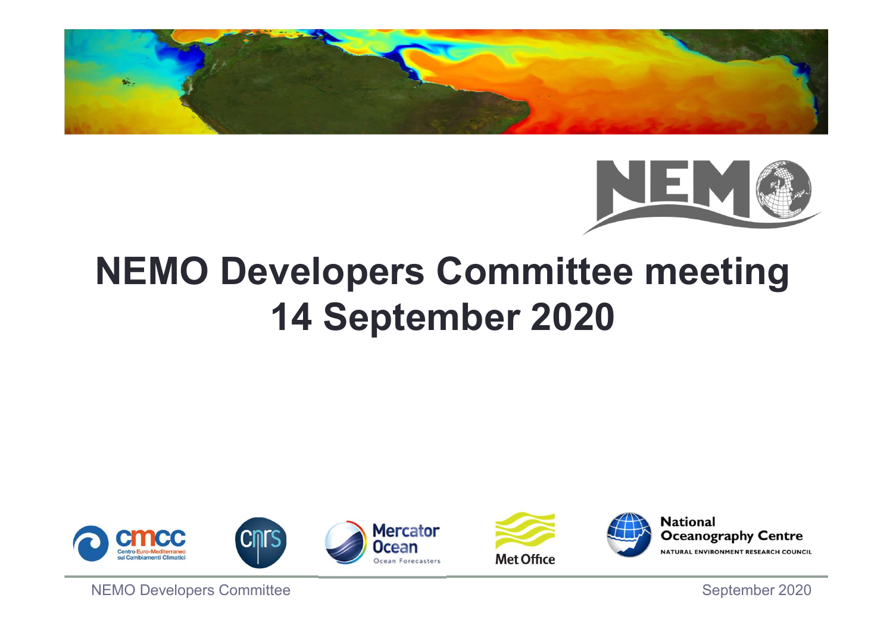# NEMO Developers Committee meeting 14 September 2020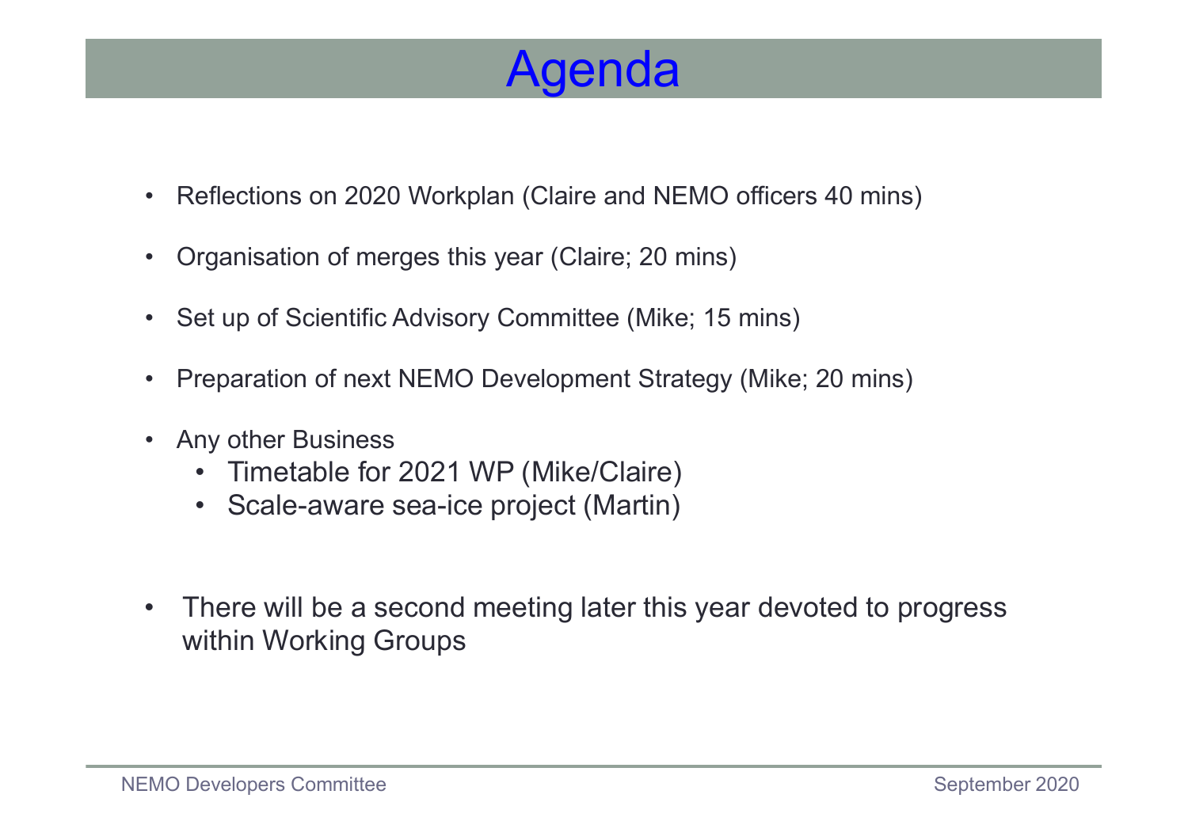# Agenda

- Reflections on 2020 Workplan (Claire and NEMO officers 40 mins)
- Organisation of merges this year (Claire; 20 mins)
- Set up of Scientific Advisory Committee (Mike; 15 mins)
- Preparation of next NEMO Development Strategy (Mike; 20 mins)
- Any other Business
  - Timetable for 2021 WP (Mike/Claire)
  - Scale-aware sea-ice project (Martin)

- There will be a second meeting later this year devoted to progress within Working Groups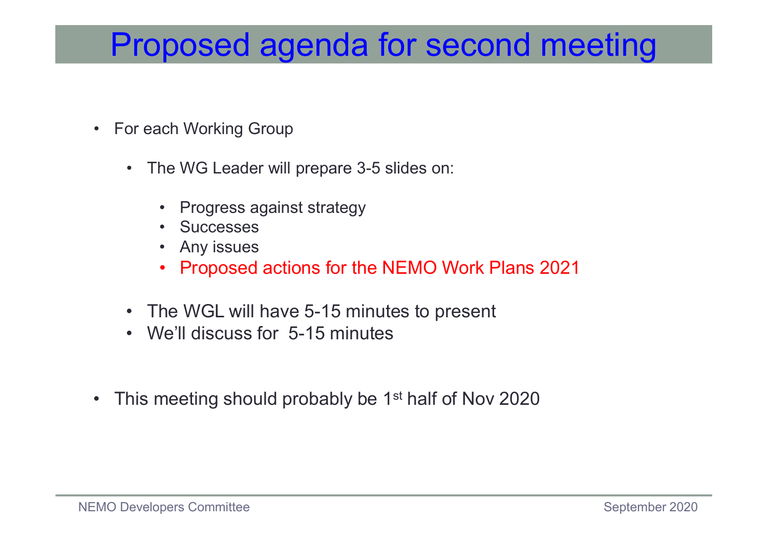# Proposed agenda for second meeting

- For each Working Group
  - The WG Leader will prepare 3-5 slides on:
    - Progress against strategy
    - Successes
    - Any issues
    - Proposed actions for the NEMO Work Plans 2021
  - The WGL will have 5-15 minutes to present
  - We'll discuss for 5-15 minutes
- This meeting should probably be 1st half of Nov 2020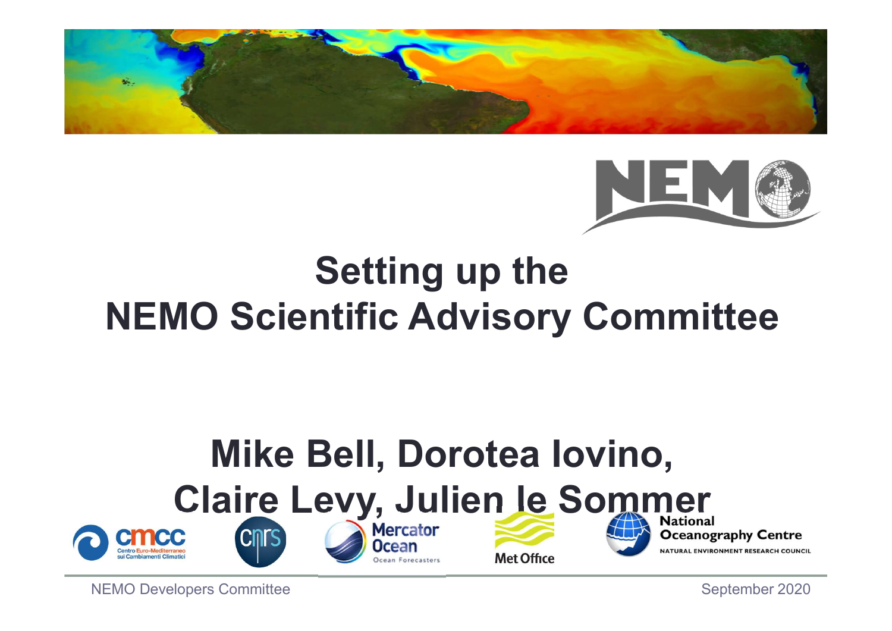# Setting up the NEMO Scientific Advisory Committee

**Mike Bell, Dorotea Iovino, Claire Levy, Julien le Sommer**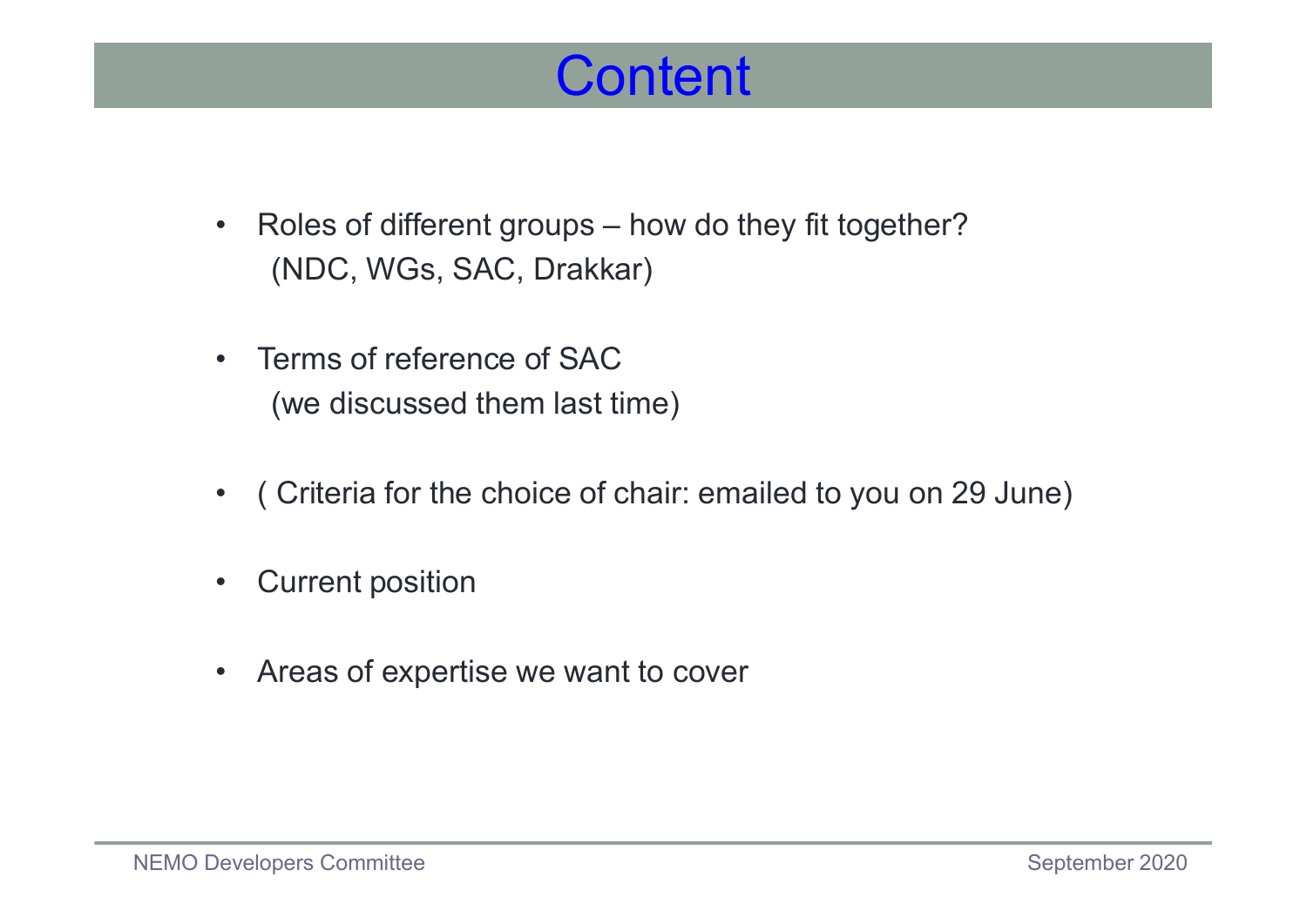# Content

- Roles of different groups – how do they fit together?
  (NDC, WGs, SAC, Drakkar)

- Terms of reference of SAC
  (we discussed them last time)

- ( Criteria for the choice of chair: emailed to you on 29 June)

- Current position

- Areas of expertise we want to cover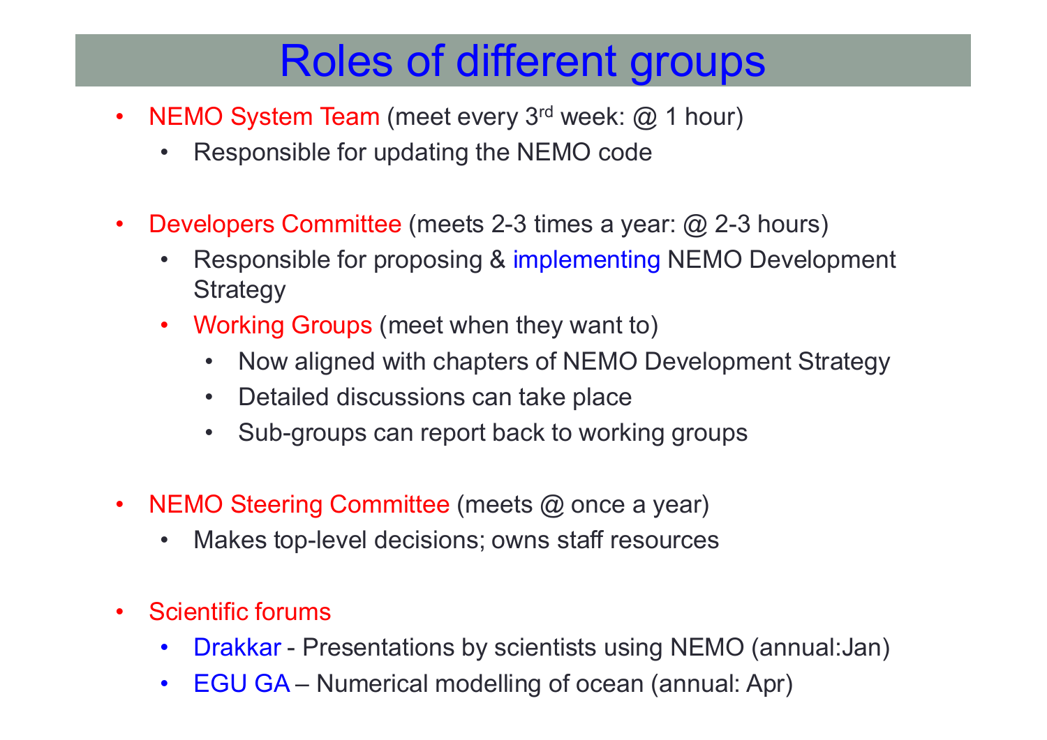# Roles of different groups

- NEMO System Team (meet every 3rd week: @ 1 hour)
  - Responsible for updating the NEMO code
- Developers Committee (meets 2-3 times a year: @ 2-3 hours)
  - Responsible for proposing & implementing NEMO Development Strategy
  - Working Groups (meet when they want to)
    - Now aligned with chapters of NEMO Development Strategy
    - Detailed discussions can take place
    - Sub-groups can report back to working groups
- NEMO Steering Committee (meets @ once a year)
  - Makes top-level decisions; owns staff resources
- Scientific forums
  - Drakkar - Presentations by scientists using NEMO (annual:Jan)
  - EGU GA – Numerical modelling of ocean (annual: Apr)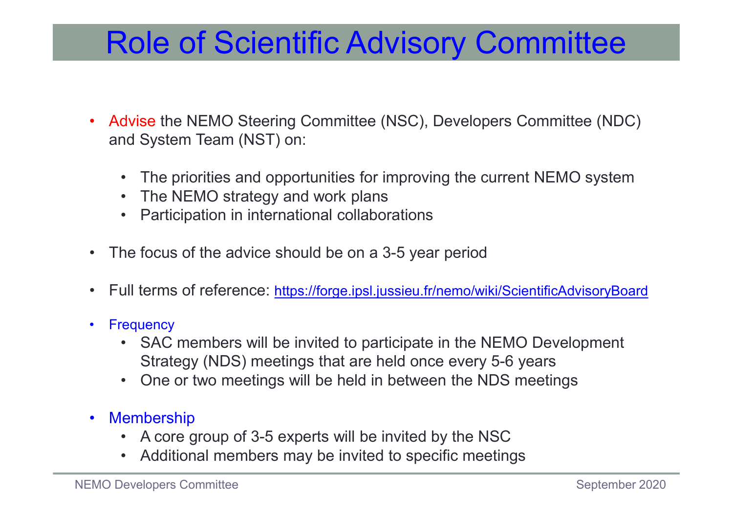# Role of Scientific Advisory Committee

- Advise the NEMO Steering Committee (NSC), Developers Committee (NDC) and System Team (NST) on:
  - The priorities and opportunities for improving the current NEMO system
  - The NEMO strategy and work plans
  - Participation in international collaborations
- The focus of the advice should be on a 3-5 year period
- Full terms of reference: https://forge.ipsl.jussieu.fr/nemo/wiki/ScientificAdvisoryBoard
- Frequency
  - SAC members will be invited to participate in the NEMO Development Strategy (NDS) meetings that are held once every 5-6 years
  - One or two meetings will be held in between the NDS meetings
- Membership
  - A core group of 3-5 experts will be invited by the NSC
  - Additional members may be invited to specific meetings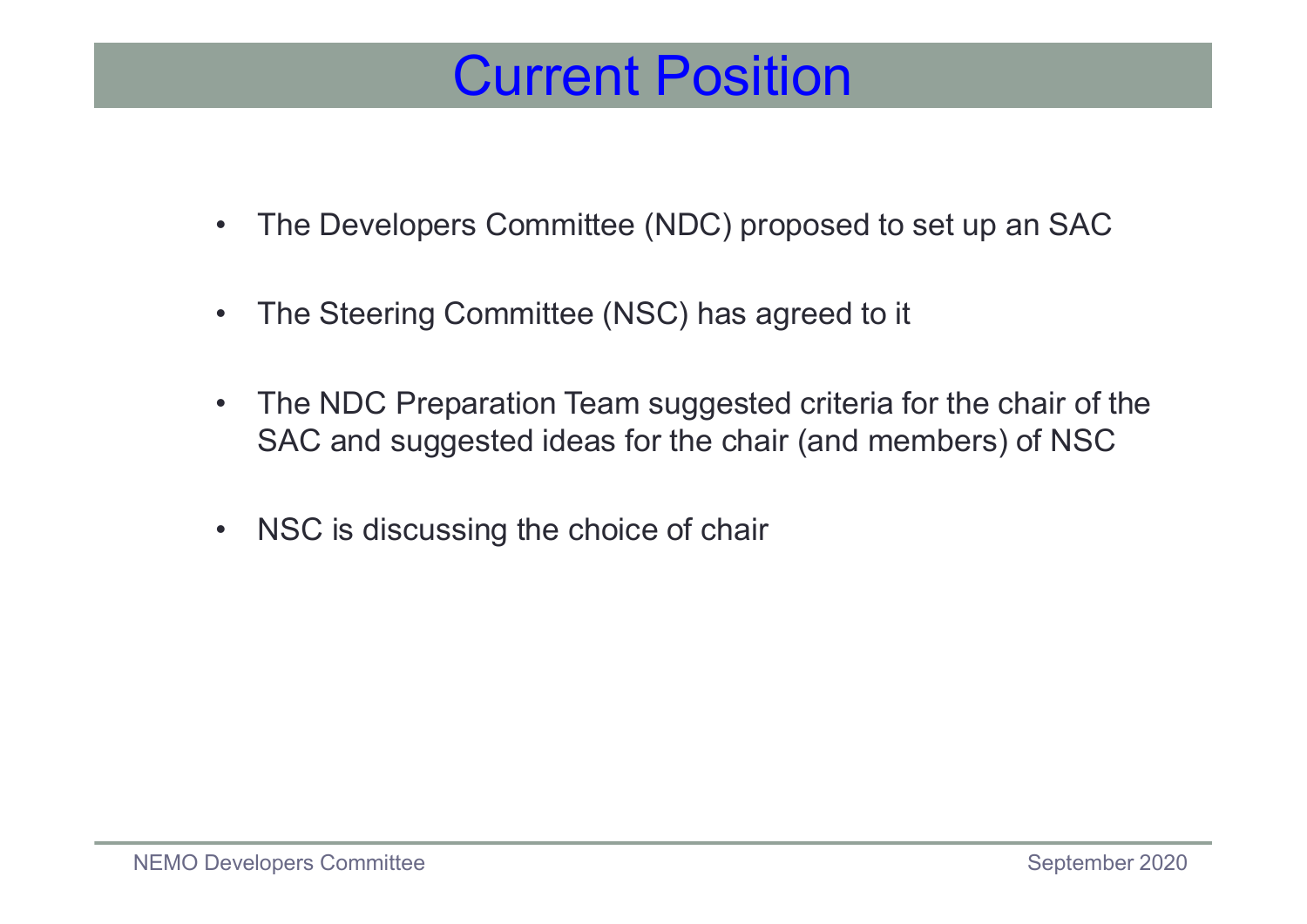# Current Position

- The Developers Committee (NDC) proposed to set up an SAC
- The Steering Committee (NSC) has agreed to it
- The NDC Preparation Team suggested criteria for the chair of the SAC and suggested ideas for the chair (and members) of NSC
- NSC is discussing the choice of chair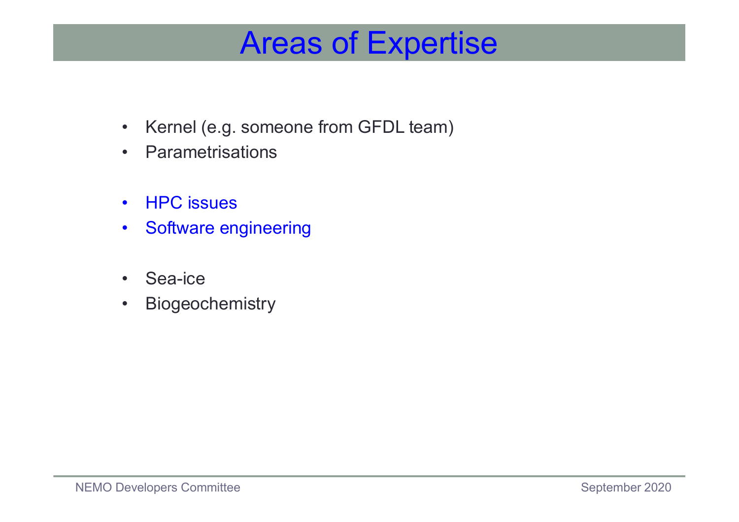# Areas of Expertise

- Kernel (e.g. someone from GFDL team)
- Parametrisations

- HPC issues
- Software engineering

- Sea-ice
- Biogeochemistry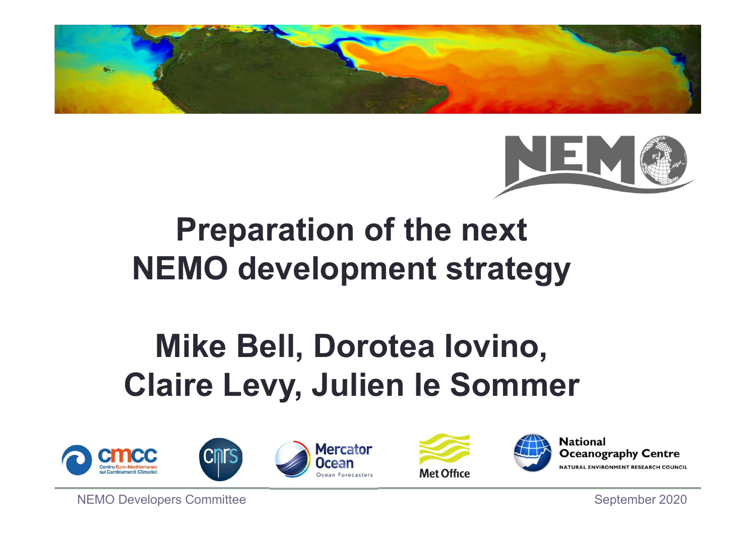# Preparation of the next NEMO development strategy

## Mike Bell, Dorotea Iovino, Claire Levy, Julien le Sommer

NEMO Developers Committee

September 2020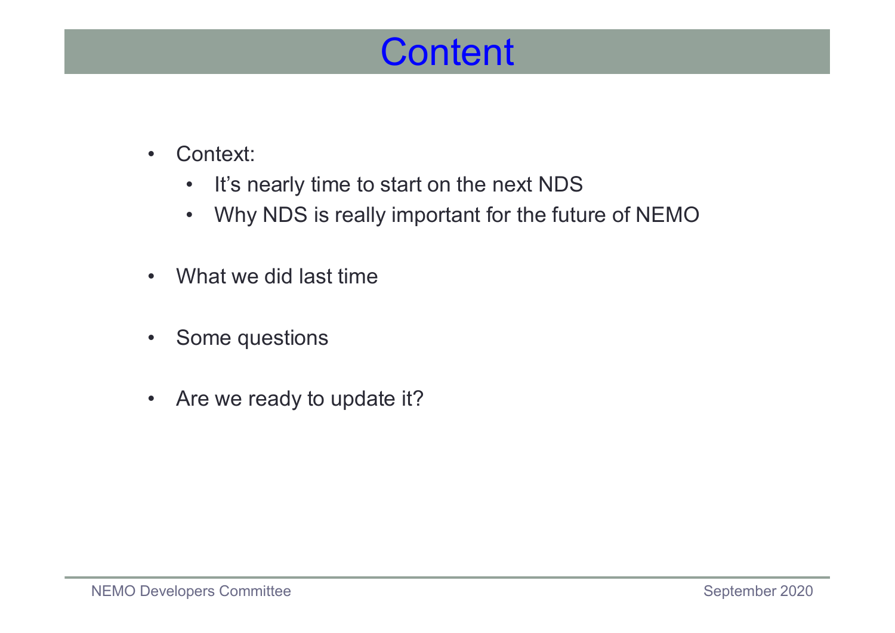# Content

- Context:
  - It's nearly time to start on the next NDS
  - Why NDS is really important for the future of NEMO
- What we did last time
- Some questions
- Are we ready to update it?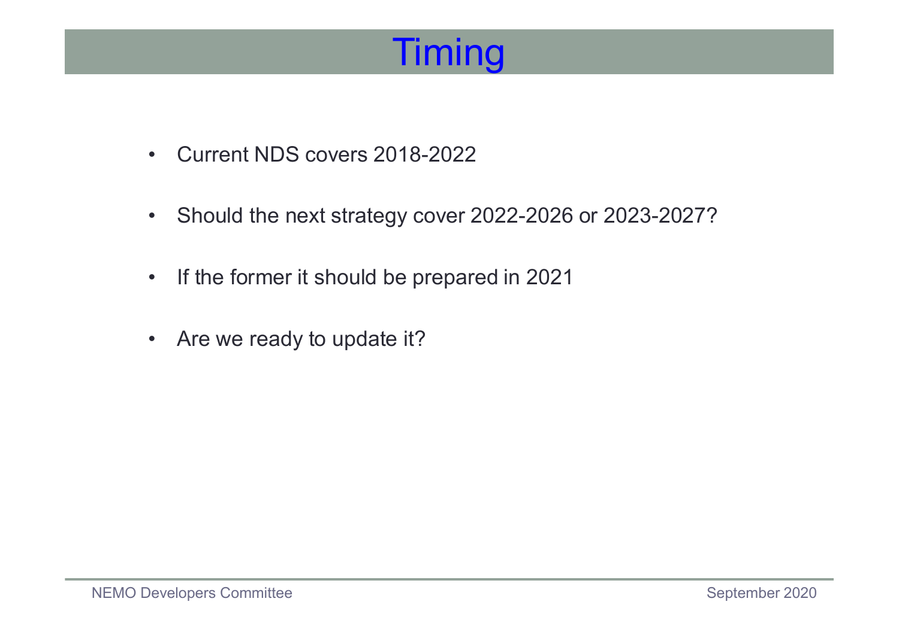# Timing

- Current NDS covers 2018-2022
- Should the next strategy cover 2022-2026 or 2023-2027?
- If the former it should be prepared in 2021
- Are we ready to update it?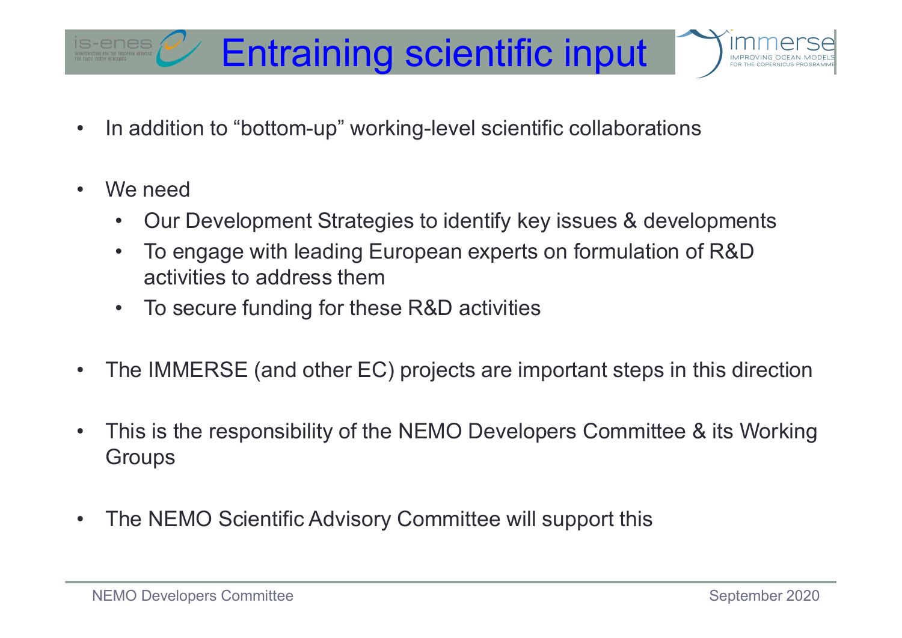# Entraining scientific input

- In addition to "bottom-up" working-level scientific collaborations

- We need
  - Our Development Strategies to identify key issues & developments
  - To engage with leading European experts on formulation of R&D activities to address them
  - To secure funding for these R&D activities

- The IMMERSE (and other EC) projects are important steps in this direction

- This is the responsibility of the NEMO Developers Committee & its Working Groups

- The NEMO Scientific Advisory Committee will support this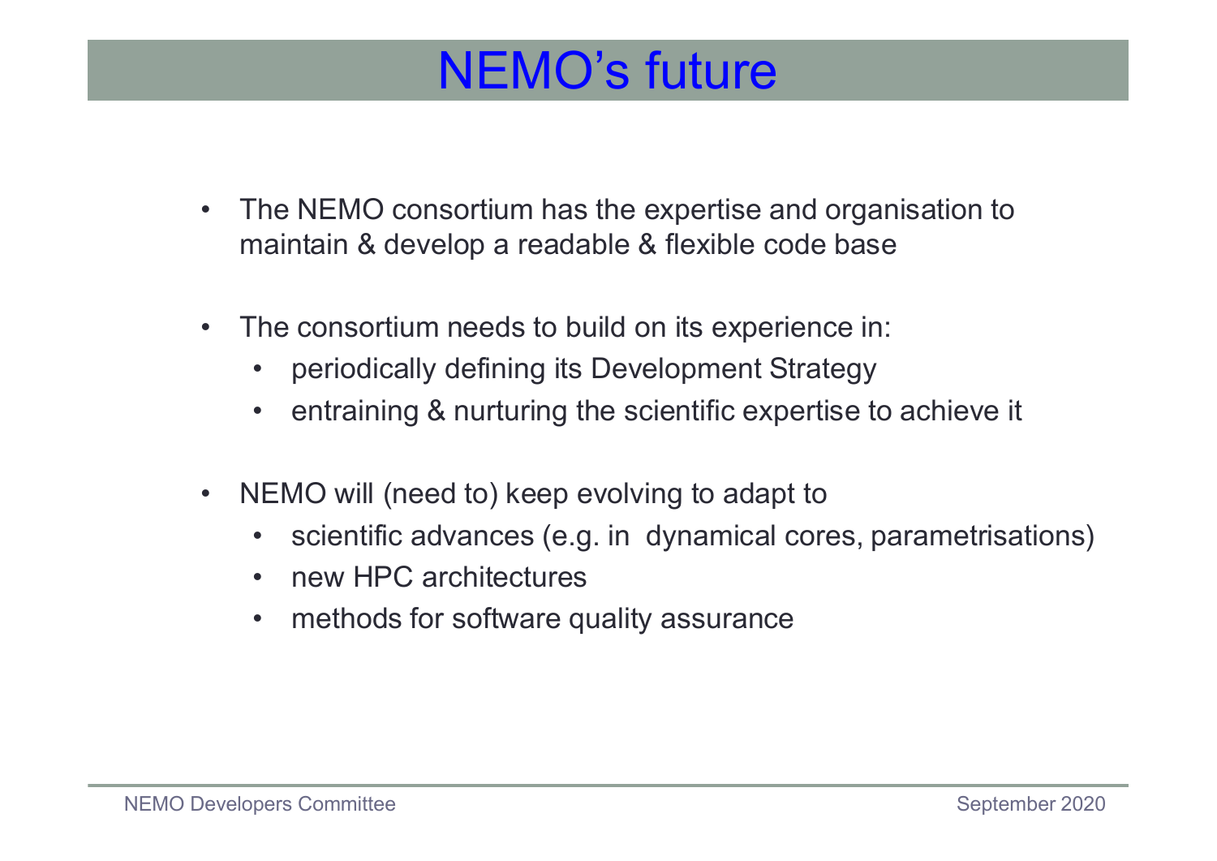# NEMO’s future

- The NEMO consortium has the expertise and organisation to maintain & develop a readable & flexible code base

- The consortium needs to build on its experience in:
  - periodically defining its Development Strategy
  - entraining & nurturing the scientific expertise to achieve it

- NEMO will (need to) keep evolving to adapt to
  - scientific advances (e.g. in dynamical cores, parametrisations)
  - new HPC architectures
  - methods for software quality assurance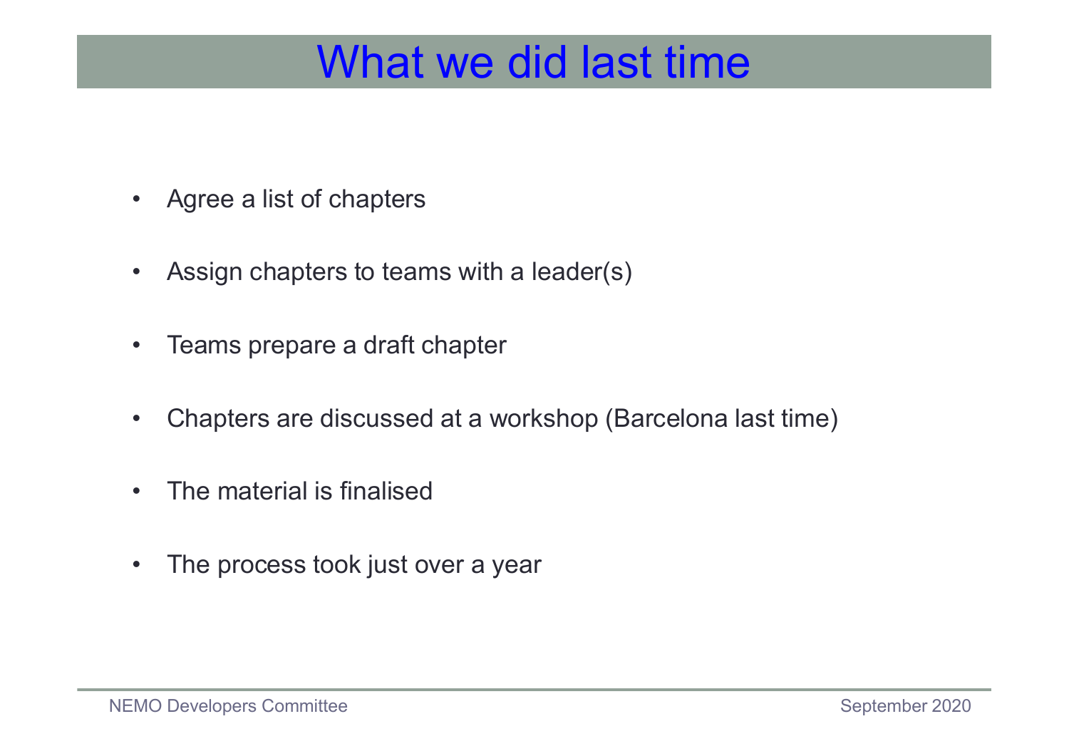# What we did last time

- Agree a list of chapters
- Assign chapters to teams with a leader(s)
- Teams prepare a draft chapter
- Chapters are discussed at a workshop (Barcelona last time)
- The material is finalised
- The process took just over a year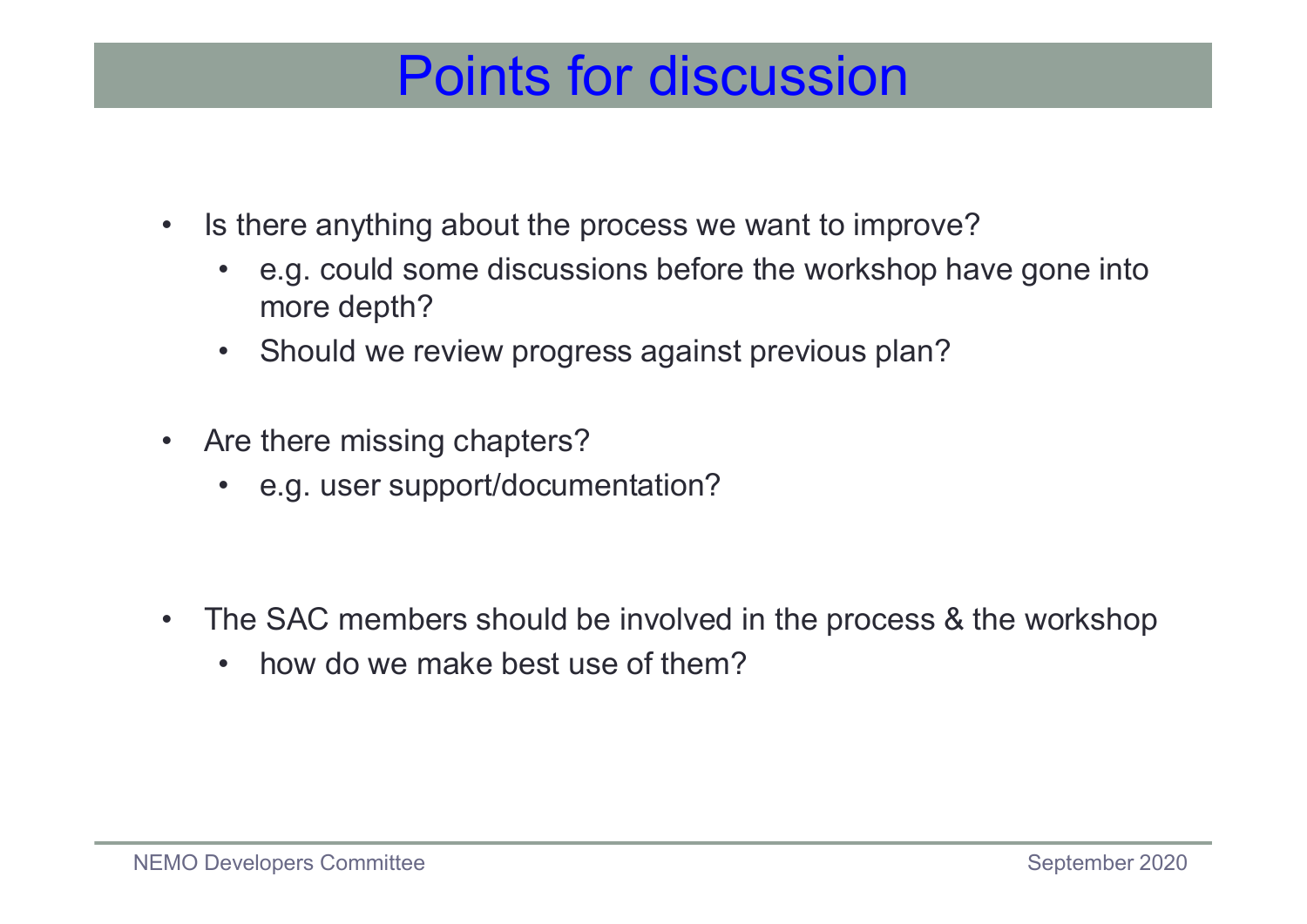# Points for discussion

- Is there anything about the process we want to improve?
  - e.g. could some discussions before the workshop have gone into more depth?
  - Should we review progress against previous plan?

- Are there missing chapters?
  - e.g. user support/documentation?

- The SAC members should be involved in the process & the workshop
  - how do we make best use of them?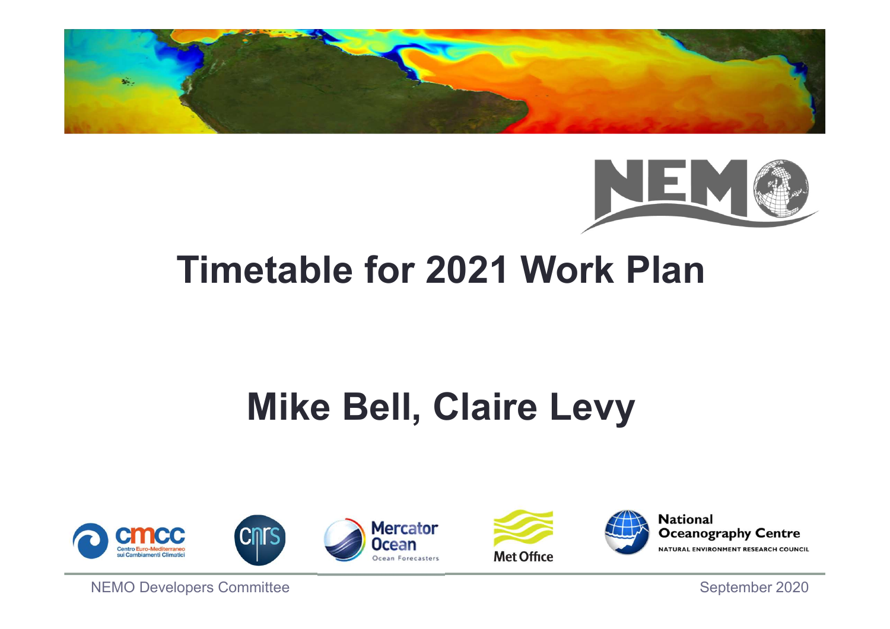# Timetable for 2021 Work Plan

## Mike Bell, Claire Levy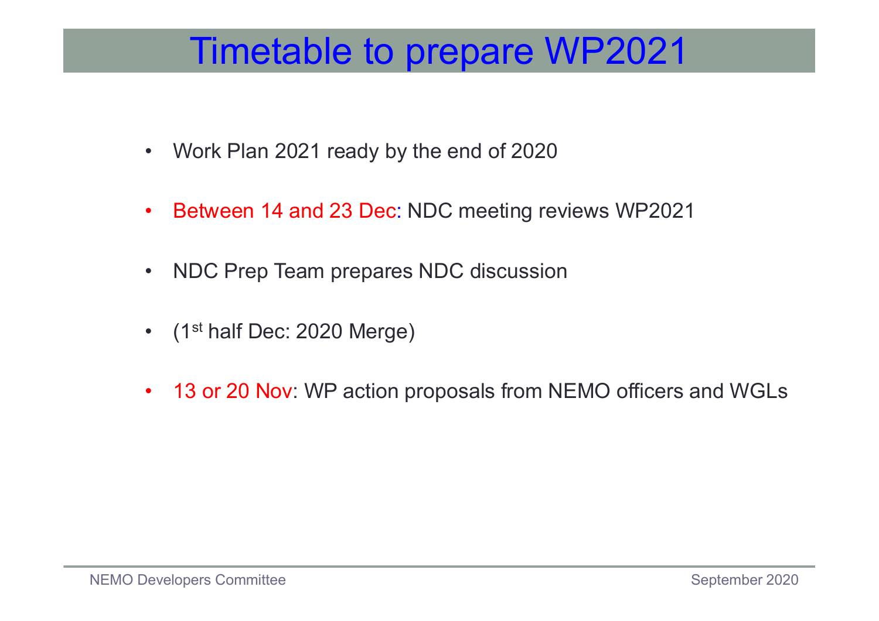# Timetable to prepare WP2021

- Work Plan 2021 ready by the end of 2020
- Between 14 and 23 Dec: NDC meeting reviews WP2021
- NDC Prep Team prepares NDC discussion
- (1st half Dec: 2020 Merge)
- 13 or 20 Nov: WP action proposals from NEMO officers and WGLs